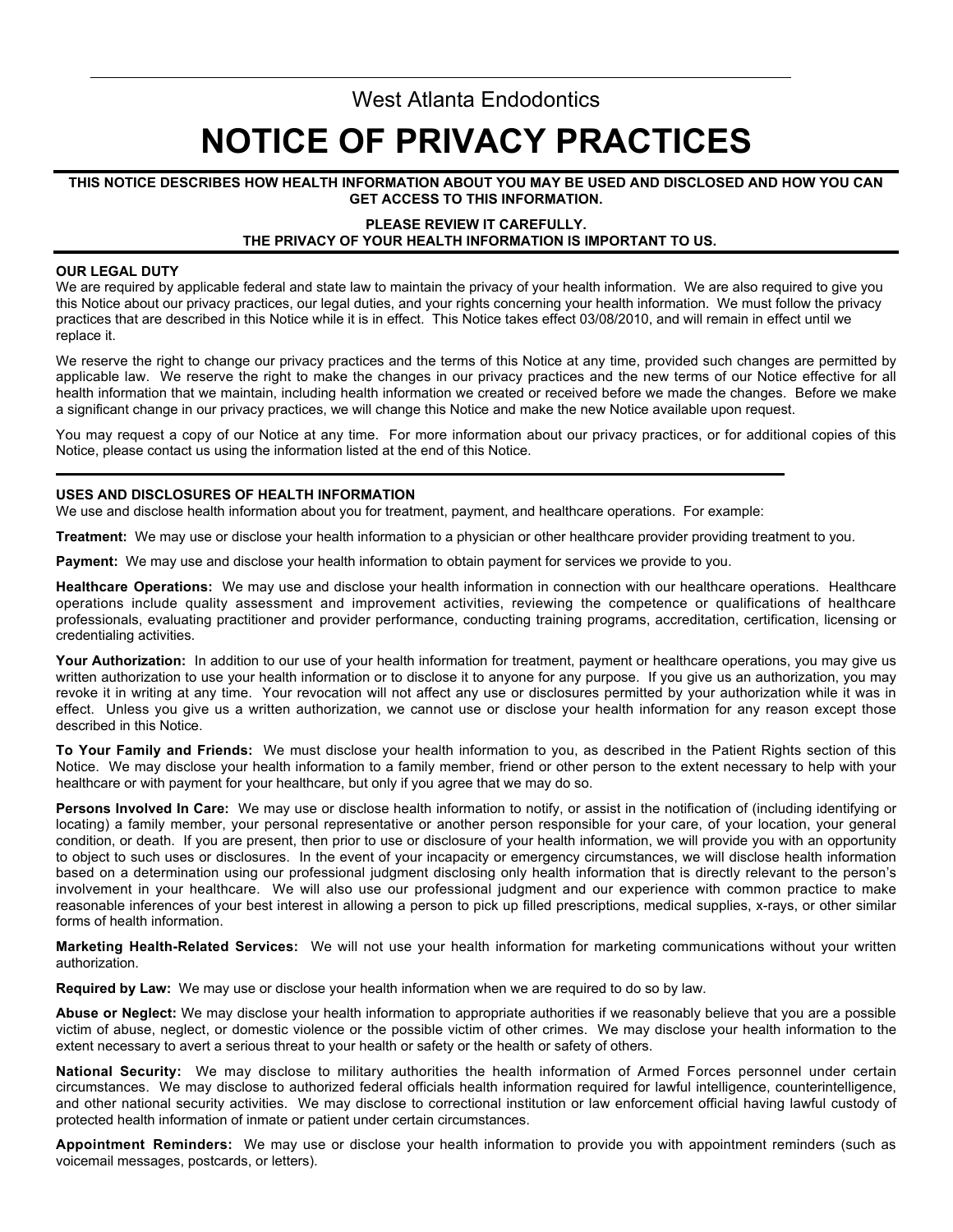West Atlanta Endodontics

# NOTICE OF PRIVACY PRACTICES

**THIS NOTICE DESCRIBES HOW HEALTH INFORMATION ABOUT YOU MAY BE USED AND DISCLOSED AND HOW YOU CAN GET ACCESS TO THIS INFORMATION.**

**PLEASE REVIEW IT CAREFULLY.**
**THE PRIVACY OF YOUR HEALTH INFORMATION IS IMPORTANT TO US.**

---

## OUR LEGAL DUTY

We are required by applicable federal and state law to maintain the privacy of your health information. We are also required to give you this Notice about our privacy practices, our legal duties, and your rights concerning your health information. We must follow the privacy practices that are described in this Notice while it is in effect. This Notice takes effect 03/08/2010, and will remain in effect until we replace it.

We reserve the right to change our privacy practices and the terms of this Notice at any time, provided such changes are permitted by applicable law. We reserve the right to make the changes in our privacy practices and the new terms of our Notice effective for all health information that we maintain, including health information we created or received before we made the changes. Before we make a significant change in our privacy practices, we will change this Notice and make the new Notice available upon request.

You may request a copy of our Notice at any time. For more information about our privacy practices, or for additional copies of this Notice, please contact us using the information listed at the end of this Notice.

---

## USES AND DISCLOSURES OF HEALTH INFORMATION

We use and disclose health information about you for treatment, payment, and healthcare operations. For example:

**Treatment:** We may use or disclose your health information to a physician or other healthcare provider providing treatment to you.

**Payment:** We may use and disclose your health information to obtain payment for services we provide to you.

**Healthcare Operations:** We may use and disclose your health information in connection with our healthcare operations. Healthcare operations include quality assessment and improvement activities, reviewing the competence or qualifications of healthcare professionals, evaluating practitioner and provider performance, conducting training programs, accreditation, certification, licensing or credentialing activities.

**Your Authorization:** In addition to our use of your health information for treatment, payment or healthcare operations, you may give us written authorization to use your health information or to disclose it to anyone for any purpose. If you give us an authorization, you may revoke it in writing at any time. Your revocation will not affect any use or disclosures permitted by your authorization while it was in effect. Unless you give us a written authorization, we cannot use or disclose your health information for any reason except those described in this Notice.

**To Your Family and Friends:** We must disclose your health information to you, as described in the Patient Rights section of this Notice. We may disclose your health information to a family member, friend or other person to the extent necessary to help with your healthcare or with payment for your healthcare, but only if you agree that we may do so.

**Persons Involved In Care:** We may use or disclose health information to notify, or assist in the notification of (including identifying or locating) a family member, your personal representative or another person responsible for your care, of your location, your general condition, or death. If you are present, then prior to use or disclosure of your health information, we will provide you with an opportunity to object to such uses or disclosures. In the event of your incapacity or emergency circumstances, we will disclose health information based on a determination using our professional judgment disclosing only health information that is directly relevant to the person's involvement in your healthcare. We will also use our professional judgment and our experience with common practice to make reasonable inferences of your best interest in allowing a person to pick up filled prescriptions, medical supplies, x-rays, or other similar forms of health information.

**Marketing Health-Related Services:** We will not use your health information for marketing communications without your written authorization.

**Required by Law:** We may use or disclose your health information when we are required to do so by law.

**Abuse or Neglect:** We may disclose your health information to appropriate authorities if we reasonably believe that you are a possible victim of abuse, neglect, or domestic violence or the possible victim of other crimes. We may disclose your health information to the extent necessary to avert a serious threat to your health or safety or the health or safety of others.

**National Security:** We may disclose to military authorities the health information of Armed Forces personnel under certain circumstances. We may disclose to authorized federal officials health information required for lawful intelligence, counterintelligence, and other national security activities. We may disclose to correctional institution or law enforcement official having lawful custody of protected health information of inmate or patient under certain circumstances.

**Appointment Reminders:** We may use or disclose your health information to provide you with appointment reminders (such as voicemail messages, postcards, or letters).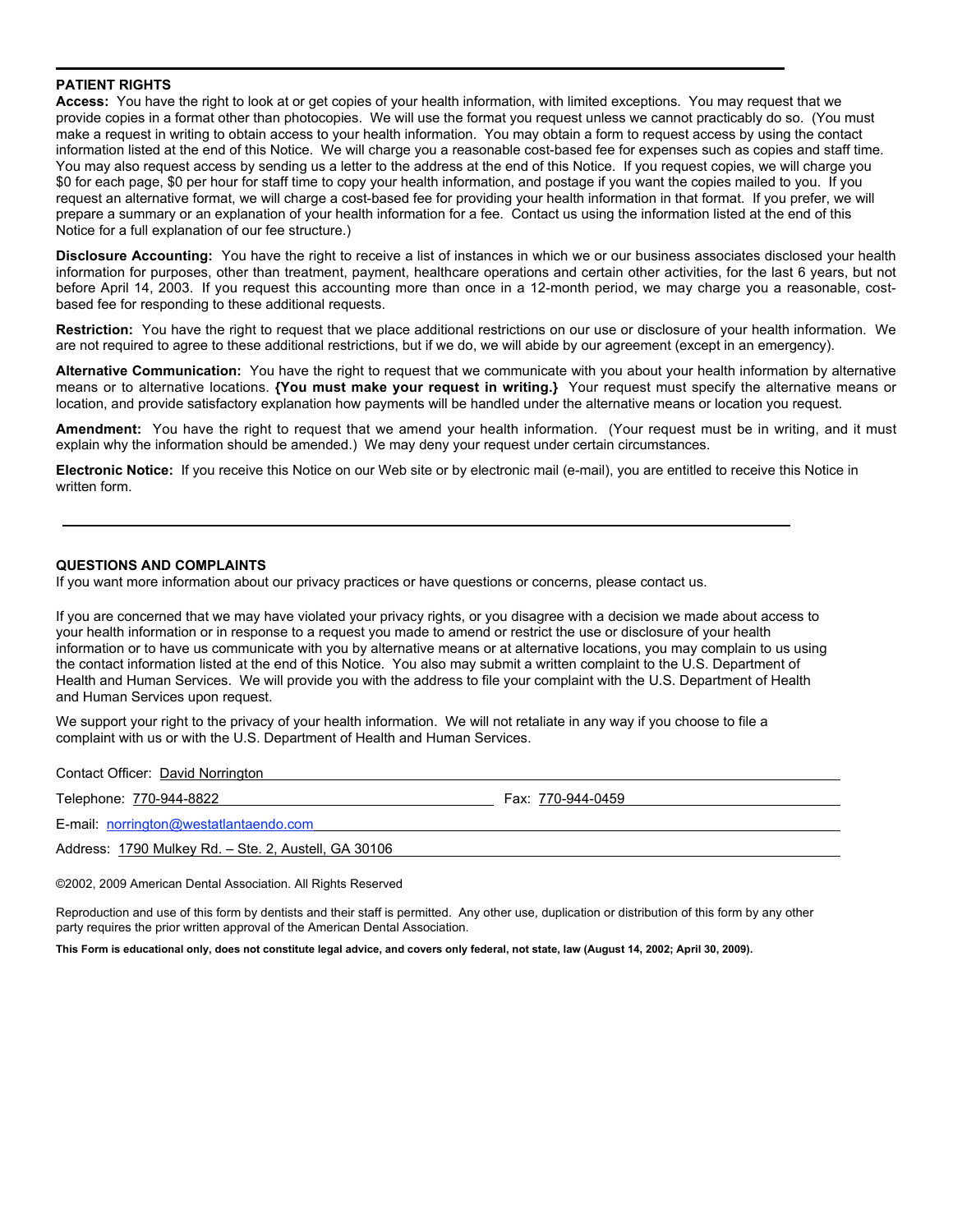---

**PATIENT RIGHTS**

**Access:** You have the right to look at or get copies of your health information, with limited exceptions. You may request that we provide copies in a format other than photocopies. We will use the format you request unless we cannot practicably do so. (You must make a request in writing to obtain access to your health information. You may obtain a form to request access by using the contact information listed at the end of this Notice. We will charge you a reasonable cost-based fee for expenses such as copies and staff time. You may also request access by sending us a letter to the address at the end of this Notice. If you request copies, we will charge you $0 for each page, $0 per hour for staff time to copy your health information, and postage if you want the copies mailed to you. If you request an alternative format, we will charge a cost-based fee for providing your health information in that format. If you prefer, we will prepare a summary or an explanation of your health information for a fee. Contact us using the information listed at the end of this Notice for a full explanation of our fee structure.)

**Disclosure Accounting:** You have the right to receive a list of instances in which we or our business associates disclosed your health information for purposes, other than treatment, payment, healthcare operations and certain other activities, for the last 6 years, but not before April 14, 2003. If you request this accounting more than once in a 12-month period, we may charge you a reasonable, cost-based fee for responding to these additional requests.

**Restriction:** You have the right to request that we place additional restrictions on our use or disclosure of your health information. We are not required to agree to these additional restrictions, but if we do, we will abide by our agreement (except in an emergency).

**Alternative Communication:** You have the right to request that we communicate with you about your health information by alternative means or to alternative locations. **{You must make your request in writing.}** Your request must specify the alternative means or location, and provide satisfactory explanation how payments will be handled under the alternative means or location you request.

**Amendment:** You have the right to request that we amend your health information. (Your request must be in writing, and it must explain why the information should be amended.) We may deny your request under certain circumstances.

**Electronic Notice:** If you receive this Notice on our Web site or by electronic mail (e-mail), you are entitled to receive this Notice in written form.

---

**QUESTIONS AND COMPLAINTS**

If you want more information about our privacy practices or have questions or concerns, please contact us.

If you are concerned that we may have violated your privacy rights, or you disagree with a decision we made about access to your health information or in response to a request you made to amend or restrict the use or disclosure of your health information or to have us communicate with you by alternative means or at alternative locations, you may complain to us using the contact information listed at the end of this Notice. You also may submit a written complaint to the U.S. Department of Health and Human Services. We will provide you with the address to file your complaint with the U.S. Department of Health and Human Services upon request.

We support your right to the privacy of your health information. We will not retaliate in any way if you choose to file a complaint with us or with the U.S. Department of Health and Human Services.

Contact Officer: David Norrington

Telephone: 770-944-8822 Fax: 770-944-0459

E-mail: norrington@westatlantaendo.com

Address: 1790 Mulkey Rd. – Ste. 2, Austell, GA 30106

©2002, 2009 American Dental Association. All Rights Reserved

Reproduction and use of this form by dentists and their staff is permitted. Any other use, duplication or distribution of this form by any other party requires the prior written approval of the American Dental Association.

**This Form is educational only, does not constitute legal advice, and covers only federal, not state, law (August 14, 2002; April 30, 2009).**